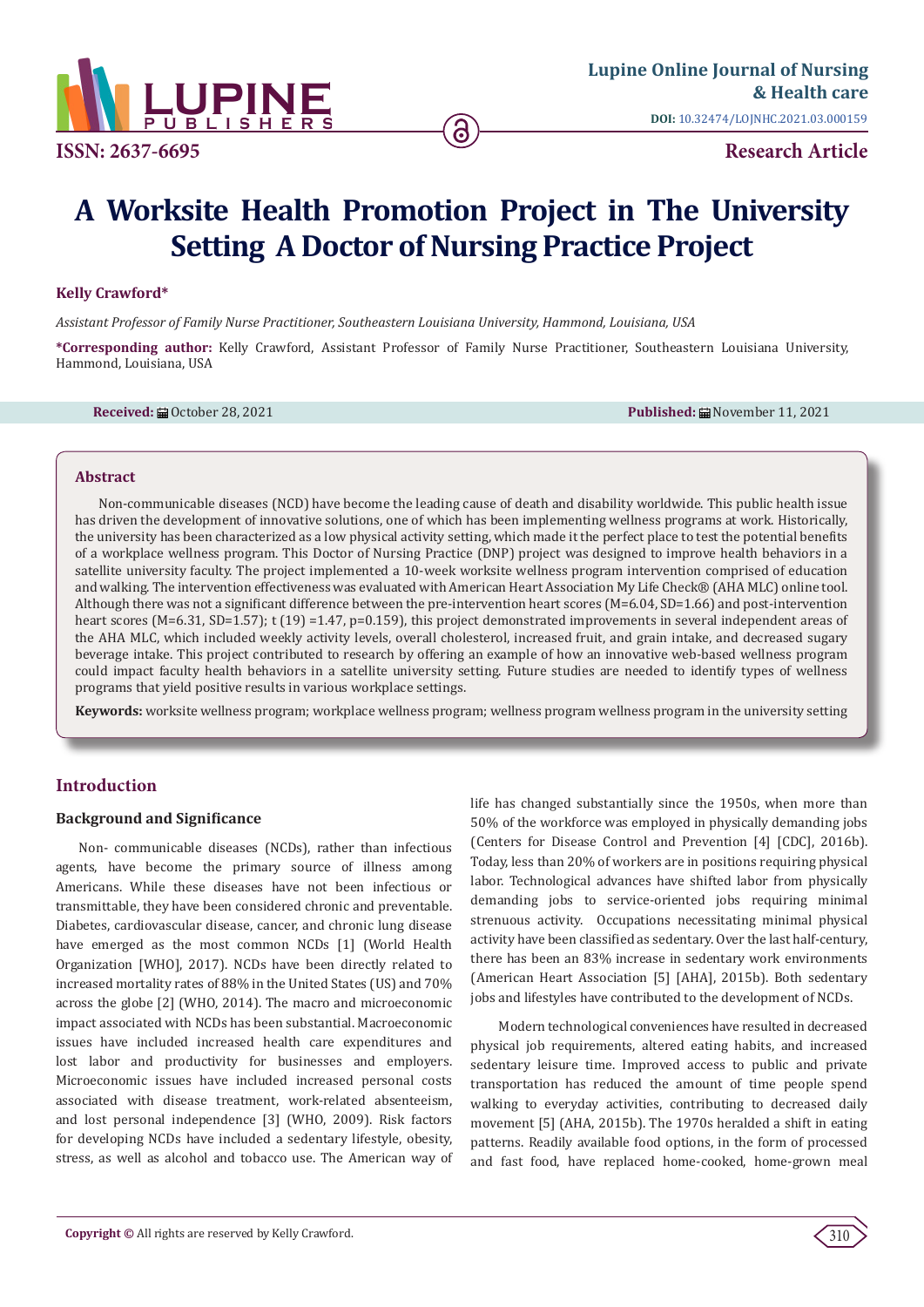Research Article

# A Worksite Health Promotion Project in The University Setting A Doctor of Nursing Practice Project

**Kelly Crawford***

*Assistant Professor of Family Nurse Practitioner, Southeastern Louisiana University, Hammond, Louisiana, USA*

**\*Corresponding author:** Kelly Crawford, Assistant Professor of Family Nurse Practitioner, Southeastern Louisiana University, Hammond, Louisiana, USA

**Received:** October 28, 2021 **Published:** November 11, 2021

## Abstract

Non-communicable diseases (NCD) have become the leading cause of death and disability worldwide. This public health issue has driven the development of innovative solutions, one of which has been implementing wellness programs at work. Historically, the university has been characterized as a low physical activity setting, which made it the perfect place to test the potential benefits of a workplace wellness program. This Doctor of Nursing Practice (DNP) project was designed to improve health behaviors in a satellite university faculty. The project implemented a 10-week worksite wellness program intervention comprised of education and walking. The intervention effectiveness was evaluated with American Heart Association My Life Check® (AHA MLC) online tool. Although there was not a significant difference between the pre-intervention heart scores (M=6.04, SD=1.66) and post-intervention heart scores (M=6.31, SD=1.57); t (19) =1.47, p=0.159), this project demonstrated improvements in several independent areas of the AHA MLC, which included weekly activity levels, overall cholesterol, increased fruit, and grain intake, and decreased sugary beverage intake. This project contributed to research by offering an example of how an innovative web-based wellness program could impact faculty health behaviors in a satellite university setting. Future studies are needed to identify types of wellness programs that yield positive results in various workplace settings.

**Keywords:** worksite wellness program; workplace wellness program; wellness program wellness program in the university setting

## Introduction

### Background and Significance

Non- communicable diseases (NCDs), rather than infectious agents, have become the primary source of illness among Americans. While these diseases have not been infectious or transmittable, they have been considered chronic and preventable. Diabetes, cardiovascular disease, cancer, and chronic lung disease have emerged as the most common NCDs [1] (World Health Organization [WHO], 2017). NCDs have been directly related to increased mortality rates of 88% in the United States (US) and 70% across the globe [2] (WHO, 2014). The macro and microeconomic impact associated with NCDs has been substantial. Macroeconomic issues have included increased health care expenditures and lost labor and productivity for businesses and employers. Microeconomic issues have included increased personal costs associated with disease treatment, work-related absenteeism, and lost personal independence [3] (WHO, 2009). Risk factors for developing NCDs have included a sedentary lifestyle, obesity, stress, as well as alcohol and tobacco use. The American way of life has changed substantially since the 1950s, when more than 50% of the workforce was employed in physically demanding jobs (Centers for Disease Control and Prevention [4] [CDC], 2016b). Today, less than 20% of workers are in positions requiring physical labor. Technological advances have shifted labor from physically demanding jobs to service-oriented jobs requiring minimal strenuous activity. Occupations necessitating minimal physical activity have been classified as sedentary. Over the last half-century, there has been an 83% increase in sedentary work environments (American Heart Association [5] [AHA], 2015b). Both sedentary jobs and lifestyles have contributed to the development of NCDs.

Modern technological conveniences have resulted in decreased physical job requirements, altered eating habits, and increased sedentary leisure time. Improved access to public and private transportation has reduced the amount of time people spend walking to everyday activities, contributing to decreased daily movement [5] (AHA, 2015b). The 1970s heralded a shift in eating patterns. Readily available food options, in the form of processed and fast food, have replaced home-cooked, home-grown meal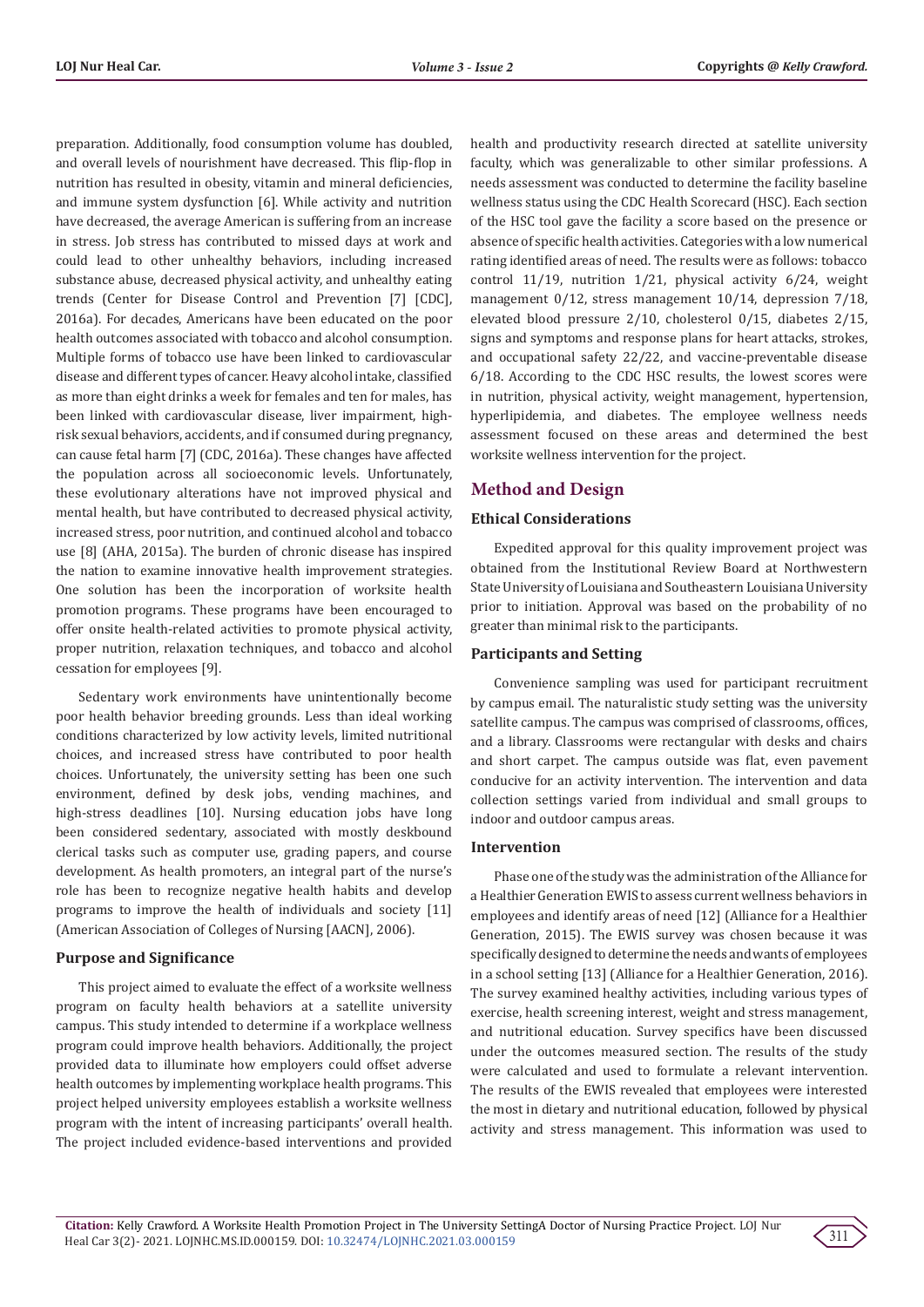preparation. Additionally, food consumption volume has doubled, and overall levels of nourishment have decreased. This flip-flop in nutrition has resulted in obesity, vitamin and mineral deficiencies, and immune system dysfunction [6]. While activity and nutrition have decreased, the average American is suffering from an increase in stress. Job stress has contributed to missed days at work and could lead to other unhealthy behaviors, including increased substance abuse, decreased physical activity, and unhealthy eating trends (Center for Disease Control and Prevention [7] [CDC], 2016a). For decades, Americans have been educated on the poor health outcomes associated with tobacco and alcohol consumption. Multiple forms of tobacco use have been linked to cardiovascular disease and different types of cancer. Heavy alcohol intake, classified as more than eight drinks a week for females and ten for males, has been linked with cardiovascular disease, liver impairment, high-risk sexual behaviors, accidents, and if consumed during pregnancy, can cause fetal harm [7] (CDC, 2016a). These changes have affected the population across all socioeconomic levels. Unfortunately, these evolutionary alterations have not improved physical and mental health, but have contributed to decreased physical activity, increased stress, poor nutrition, and continued alcohol and tobacco use [8] (AHA, 2015a). The burden of chronic disease has inspired the nation to examine innovative health improvement strategies. One solution has been the incorporation of worksite health promotion programs. These programs have been encouraged to offer onsite health-related activities to promote physical activity, proper nutrition, relaxation techniques, and tobacco and alcohol cessation for employees [9].

Sedentary work environments have unintentionally become poor health behavior breeding grounds. Less than ideal working conditions characterized by low activity levels, limited nutritional choices, and increased stress have contributed to poor health choices. Unfortunately, the university setting has been one such environment, defined by desk jobs, vending machines, and high-stress deadlines [10]. Nursing education jobs have long been considered sedentary, associated with mostly deskbound clerical tasks such as computer use, grading papers, and course development. As health promoters, an integral part of the nurse's role has been to recognize negative health habits and develop programs to improve the health of individuals and society [11] (American Association of Colleges of Nursing [AACN], 2006).

### Purpose and Significance

This project aimed to evaluate the effect of a worksite wellness program on faculty health behaviors at a satellite university campus. This study intended to determine if a workplace wellness program could improve health behaviors. Additionally, the project provided data to illuminate how employers could offset adverse health outcomes by implementing workplace health programs. This project helped university employees establish a worksite wellness program with the intent of increasing participants' overall health. The project included evidence-based interventions and provided health and productivity research directed at satellite university faculty, which was generalizable to other similar professions. A needs assessment was conducted to determine the facility baseline wellness status using the CDC Health Scorecard (HSC). Each section of the HSC tool gave the facility a score based on the presence or absence of specific health activities. Categories with a low numerical rating identified areas of need. The results were as follows: tobacco control 11/19, nutrition 1/21, physical activity 6/24, weight management 0/12, stress management 10/14, depression 7/18, elevated blood pressure 2/10, cholesterol 0/15, diabetes 2/15, signs and symptoms and response plans for heart attacks, strokes, and occupational safety 22/22, and vaccine-preventable disease 6/18. According to the CDC HSC results, the lowest scores were in nutrition, physical activity, weight management, hypertension, hyperlipidemia, and diabetes. The employee wellness needs assessment focused on these areas and determined the best worksite wellness intervention for the project.

## Method and Design

### Ethical Considerations

Expedited approval for this quality improvement project was obtained from the Institutional Review Board at Northwestern State University of Louisiana and Southeastern Louisiana University prior to initiation. Approval was based on the probability of no greater than minimal risk to the participants.

### Participants and Setting

Convenience sampling was used for participant recruitment by campus email. The naturalistic study setting was the university satellite campus. The campus was comprised of classrooms, offices, and a library. Classrooms were rectangular with desks and chairs and short carpet. The campus outside was flat, even pavement conducive for an activity intervention. The intervention and data collection settings varied from individual and small groups to indoor and outdoor campus areas.

### Intervention

Phase one of the study was the administration of the Alliance for a Healthier Generation EWIS to assess current wellness behaviors in employees and identify areas of need [12] (Alliance for a Healthier Generation, 2015). The EWIS survey was chosen because it was specifically designed to determine the needs and wants of employees in a school setting [13] (Alliance for a Healthier Generation, 2016). The survey examined healthy activities, including various types of exercise, health screening interest, weight and stress management, and nutritional education. Survey specifics have been discussed under the outcomes measured section. The results of the study were calculated and used to formulate a relevant intervention. The results of the EWIS revealed that employees were interested the most in dietary and nutritional education, followed by physical activity and stress management. This information was used to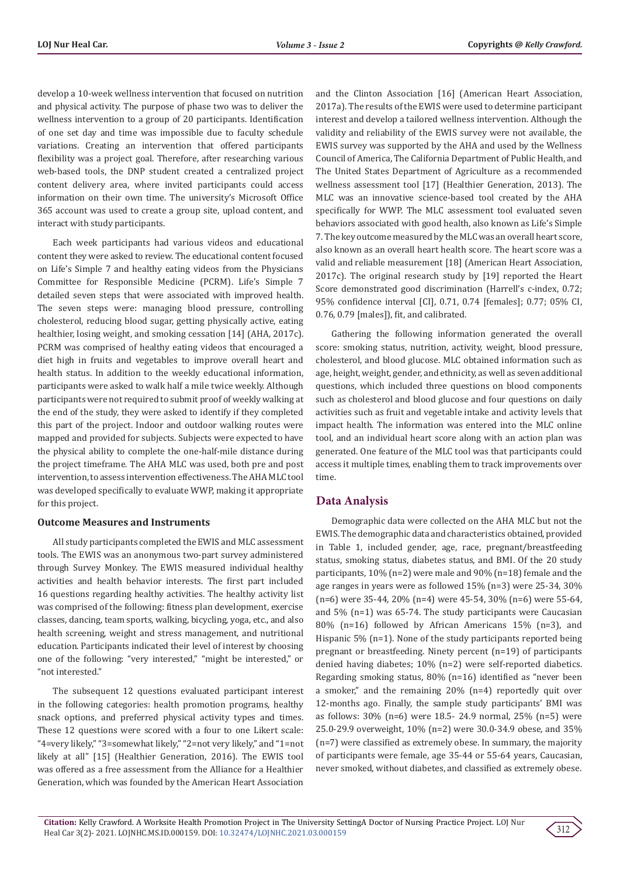develop a 10-week wellness intervention that focused on nutrition and physical activity. The purpose of phase two was to deliver the wellness intervention to a group of 20 participants. Identification of one set day and time was impossible due to faculty schedule variations. Creating an intervention that offered participants flexibility was a project goal. Therefore, after researching various web-based tools, the DNP student created a centralized project content delivery area, where invited participants could access information on their own time. The university's Microsoft Office 365 account was used to create a group site, upload content, and interact with study participants.

Each week participants had various videos and educational content they were asked to review. The educational content focused on Life's Simple 7 and healthy eating videos from the Physicians Committee for Responsible Medicine (PCRM). Life's Simple 7 detailed seven steps that were associated with improved health. The seven steps were: managing blood pressure, controlling cholesterol, reducing blood sugar, getting physically active, eating healthier, losing weight, and smoking cessation [14] (AHA, 2017c). PCRM was comprised of healthy eating videos that encouraged a diet high in fruits and vegetables to improve overall heart and health status. In addition to the weekly educational information, participants were asked to walk half a mile twice weekly. Although participants were not required to submit proof of weekly walking at the end of the study, they were asked to identify if they completed this part of the project. Indoor and outdoor walking routes were mapped and provided for subjects. Subjects were expected to have the physical ability to complete the one-half-mile distance during the project timeframe. The AHA MLC was used, both pre and post intervention, to assess intervention effectiveness. The AHA MLC tool was developed specifically to evaluate WWP, making it appropriate for this project.

### Outcome Measures and Instruments

All study participants completed the EWIS and MLC assessment tools. The EWIS was an anonymous two-part survey administered through Survey Monkey. The EWIS measured individual healthy activities and health behavior interests. The first part included 16 questions regarding healthy activities. The healthy activity list was comprised of the following: fitness plan development, exercise classes, dancing, team sports, walking, bicycling, yoga, etc., and also health screening, weight and stress management, and nutritional education. Participants indicated their level of interest by choosing one of the following: "very interested," "might be interested," or "not interested."

The subsequent 12 questions evaluated participant interest in the following categories: health promotion programs, healthy snack options, and preferred physical activity types and times. These 12 questions were scored with a four to one Likert scale: "4=very likely," "3=somewhat likely," "2=not very likely," and "1=not likely at all" [15] (Healthier Generation, 2016). The EWIS tool was offered as a free assessment from the Alliance for a Healthier Generation, which was founded by the American Heart Association and the Clinton Association [16] (American Heart Association, 2017a). The results of the EWIS were used to determine participant interest and develop a tailored wellness intervention. Although the validity and reliability of the EWIS survey were not available, the EWIS survey was supported by the AHA and used by the Wellness Council of America, The California Department of Public Health, and The United States Department of Agriculture as a recommended wellness assessment tool [17] (Healthier Generation, 2013). The MLC was an innovative science-based tool created by the AHA specifically for WWP. The MLC assessment tool evaluated seven behaviors associated with good health, also known as Life's Simple 7. The key outcome measured by the MLC was an overall heart score, also known as an overall heart health score. The heart score was a valid and reliable measurement [18] (American Heart Association, 2017c). The original research study by [19] reported the Heart Score demonstrated good discrimination (Harrell's c-index, 0.72; 95% confidence interval [CI], 0.71, 0.74 [females]; 0.77; 05% CI, 0.76, 0.79 [males]), fit, and calibrated.

Gathering the following information generated the overall score: smoking status, nutrition, activity, weight, blood pressure, cholesterol, and blood glucose. MLC obtained information such as age, height, weight, gender, and ethnicity, as well as seven additional questions, which included three questions on blood components such as cholesterol and blood glucose and four questions on daily activities such as fruit and vegetable intake and activity levels that impact health. The information was entered into the MLC online tool, and an individual heart score along with an action plan was generated. One feature of the MLC tool was that participants could access it multiple times, enabling them to track improvements over time.

## Data Analysis

Demographic data were collected on the AHA MLC but not the EWIS. The demographic data and characteristics obtained, provided in Table 1, included gender, age, race, pregnant/breastfeeding status, smoking status, diabetes status, and BMI. Of the 20 study participants, 10% (n=2) were male and 90% (n=18) female and the age ranges in years were as followed 15% (n=3) were 25-34, 30% (n=6) were 35-44, 20% (n=4) were 45-54, 30% (n=6) were 55-64, and 5% (n=1) was 65-74. The study participants were Caucasian 80% (n=16) followed by African Americans 15% (n=3), and Hispanic 5% (n=1). None of the study participants reported being pregnant or breastfeeding. Ninety percent (n=19) of participants denied having diabetes; 10% (n=2) were self-reported diabetics. Regarding smoking status, 80% (n=16) identified as "never been a smoker," and the remaining 20% (n=4) reportedly quit over 12-months ago. Finally, the sample study participants' BMI was as follows: 30% (n=6) were 18.5- 24.9 normal, 25% (n=5) were 25.0-29.9 overweight, 10% (n=2) were 30.0-34.9 obese, and 35% (n=7) were classified as extremely obese. In summary, the majority of participants were female, age 35-44 or 55-64 years, Caucasian, never smoked, without diabetes, and classified as extremely obese.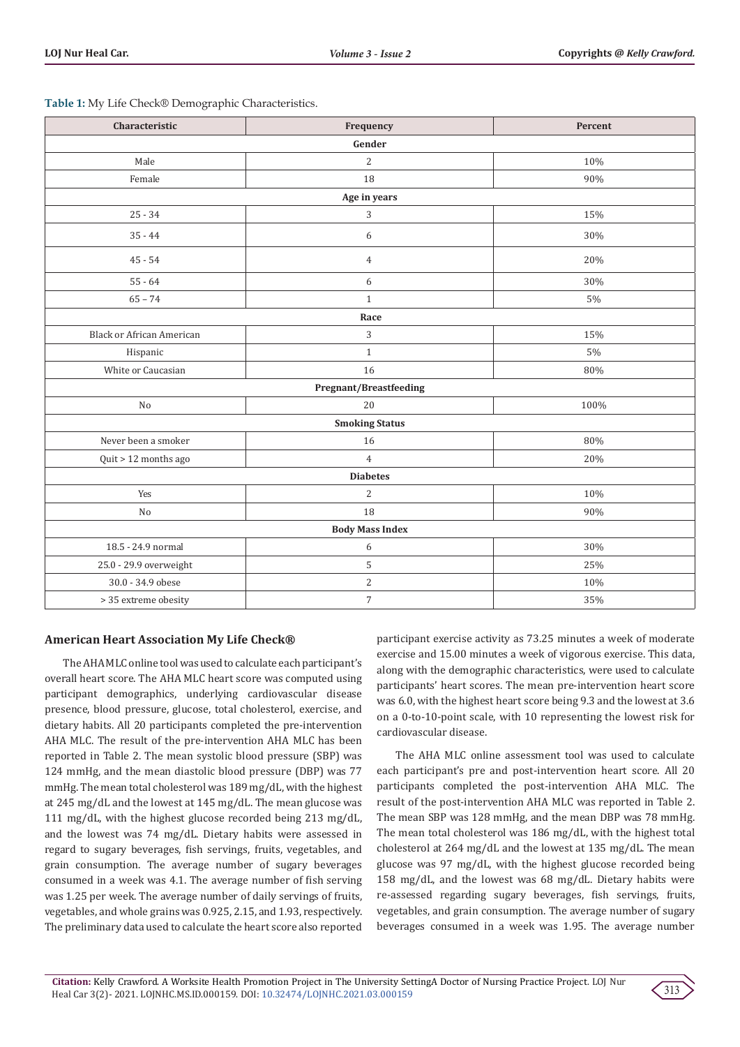**Table 1:** My Life Check® Demographic Characteristics.

| Characteristic | Frequency | Percent |
|---|---|---|
| **Gender** | | |
| Male | 2 | 10% |
| Female | 18 | 90% |
| **Age in years** | | |
| 25 - 34 | 3 | 15% |
| 35 - 44 | 6 | 30% |
| 45 - 54 | 4 | 20% |
| 55 - 64 | 6 | 30% |
| 65 – 74 | 1 | 5% |
| **Race** | | |
| Black or African American | 3 | 15% |
| Hispanic | 1 | 5% |
| White or Caucasian | 16 | 80% |
| **Pregnant/Breastfeeding** | | |
| No | 20 | 100% |
| **Smoking Status** | | |
| Never been a smoker | 16 | 80% |
| Quit > 12 months ago | 4 | 20% |
| **Diabetes** | | |
| Yes | 2 | 10% |
| No | 18 | 90% |
| **Body Mass Index** | | |
| 18.5 - 24.9 normal | 6 | 30% |
| 25.0 - 29.9 overweight | 5 | 25% |
| 30.0 - 34.9 obese | 2 | 10% |
| > 35 extreme obesity | 7 | 35% |

## American Heart Association My Life Check®

The AHA MLC online tool was used to calculate each participant's overall heart score. The AHA MLC heart score was computed using participant demographics, underlying cardiovascular disease presence, blood pressure, glucose, total cholesterol, exercise, and dietary habits. All 20 participants completed the pre-intervention AHA MLC. The result of the pre-intervention AHA MLC has been reported in Table 2. The mean systolic blood pressure (SBP) was 124 mmHg, and the mean diastolic blood pressure (DBP) was 77 mmHg. The mean total cholesterol was 189 mg/dL, with the highest at 245 mg/dL and the lowest at 145 mg/dL. The mean glucose was 111 mg/dL, with the highest glucose recorded being 213 mg/dL, and the lowest was 74 mg/dL. Dietary habits were assessed in regard to sugary beverages, fish servings, fruits, vegetables, and grain consumption. The average number of sugary beverages consumed in a week was 4.1. The average number of fish serving was 1.25 per week. The average number of daily servings of fruits, vegetables, and whole grains was 0.925, 2.15, and 1.93, respectively. The preliminary data used to calculate the heart score also reported participant exercise activity as 73.25 minutes a week of moderate exercise and 15.00 minutes a week of vigorous exercise. This data, along with the demographic characteristics, were used to calculate participants' heart scores. The mean pre-intervention heart score was 6.0, with the highest heart score being 9.3 and the lowest at 3.6 on a 0-to-10-point scale, with 10 representing the lowest risk for cardiovascular disease.

The AHA MLC online assessment tool was used to calculate each participant's pre and post-intervention heart score. All 20 participants completed the post-intervention AHA MLC. The result of the post-intervention AHA MLC was reported in Table 2. The mean SBP was 128 mmHg, and the mean DBP was 78 mmHg. The mean total cholesterol was 186 mg/dL, with the highest total cholesterol at 264 mg/dL and the lowest at 135 mg/dL. The mean glucose was 97 mg/dL, with the highest glucose recorded being 158 mg/dL, and the lowest was 68 mg/dL. Dietary habits were re-assessed regarding sugary beverages, fish servings, fruits, vegetables, and grain consumption. The average number of sugary beverages consumed in a week was 1.95. The average number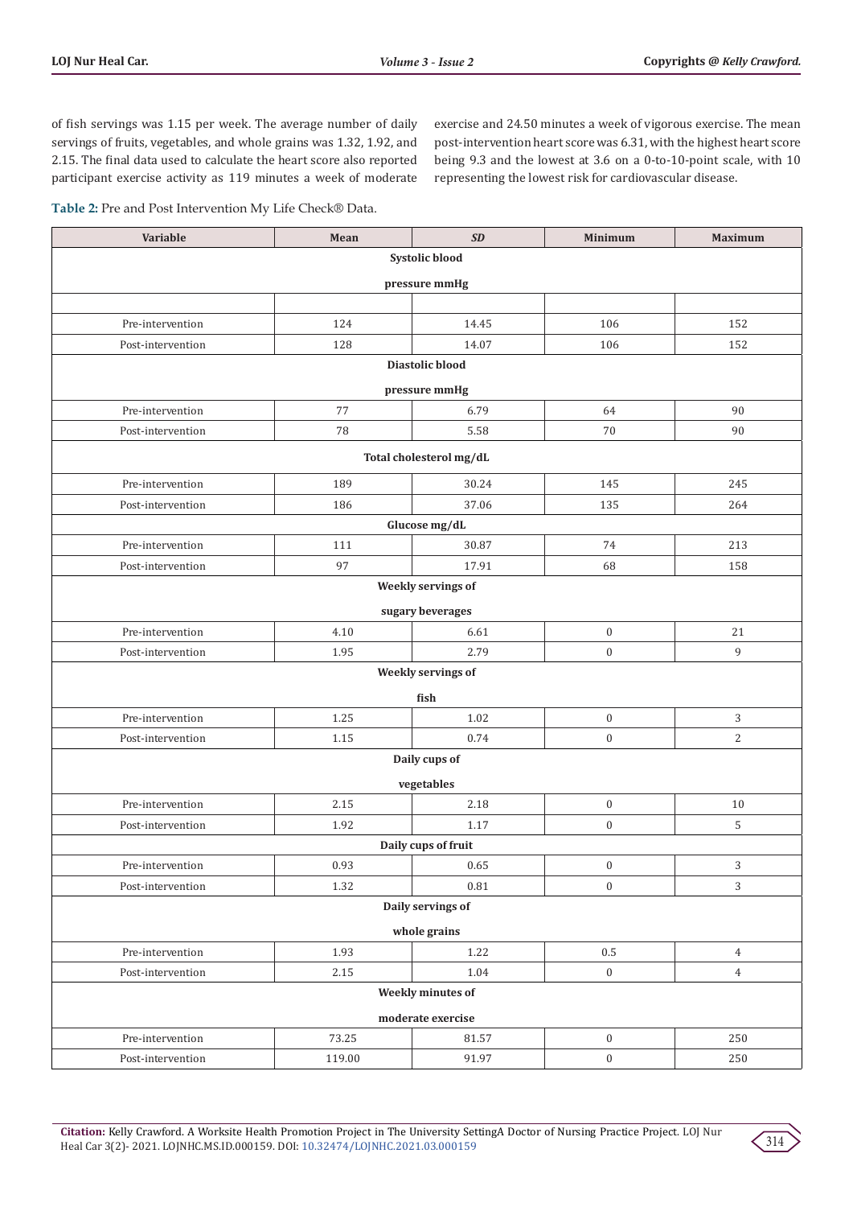of fish servings was 1.15 per week. The average number of daily servings of fruits, vegetables, and whole grains was 1.32, 1.92, and 2.15. The final data used to calculate the heart score also reported participant exercise activity as 119 minutes a week of moderate exercise and 24.50 minutes a week of vigorous exercise. The mean post-intervention heart score was 6.31, with the highest heart score being 9.3 and the lowest at 3.6 on a 0-to-10-point scale, with 10 representing the lowest risk for cardiovascular disease.

**Table 2:** Pre and Post Intervention My Life Check® Data.

| Variable | Mean | *SD* | Minimum | Maximum |
|---|---|---|---|---|
| **Systolic blood pressure mmHg** | | | | |
| Pre-intervention | 124 | 14.45 | 106 | 152 |
| Post-intervention | 128 | 14.07 | 106 | 152 |
| **Diastolic blood pressure mmHg** | | | | |
| Pre-intervention | 77 | 6.79 | 64 | 90 |
| Post-intervention | 78 | 5.58 | 70 | 90 |
| **Total cholesterol mg/dL** | | | | |
| Pre-intervention | 189 | 30.24 | 145 | 245 |
| Post-intervention | 186 | 37.06 | 135 | 264 |
| **Glucose mg/dL** | | | | |
| Pre-intervention | 111 | 30.87 | 74 | 213 |
| Post-intervention | 97 | 17.91 | 68 | 158 |
| **Weekly servings of sugary beverages** | | | | |
| Pre-intervention | 4.10 | 6.61 | 0 | 21 |
| Post-intervention | 1.95 | 2.79 | 0 | 9 |
| **Weekly servings of fish** | | | | |
| Pre-intervention | 1.25 | 1.02 | 0 | 3 |
| Post-intervention | 1.15 | 0.74 | 0 | 2 |
| **Daily cups of vegetables** | | | | |
| Pre-intervention | 2.15 | 2.18 | 0 | 10 |
| Post-intervention | 1.92 | 1.17 | 0 | 5 |
| **Daily cups of fruit** | | | | |
| Pre-intervention | 0.93 | 0.65 | 0 | 3 |
| Post-intervention | 1.32 | 0.81 | 0 | 3 |
| **Daily servings of whole grains** | | | | |
| Pre-intervention | 1.93 | 1.22 | 0.5 | 4 |
| Post-intervention | 2.15 | 1.04 | 0 | 4 |
| **Weekly minutes of moderate exercise** | | | | |
| Pre-intervention | 73.25 | 81.57 | 0 | 250 |
| Post-intervention | 119.00 | 91.97 | 0 | 250 |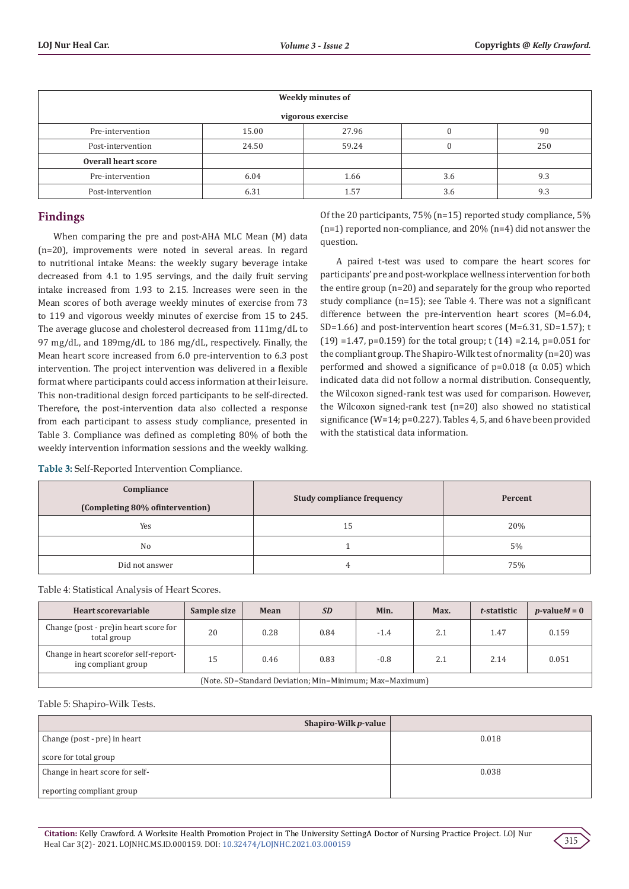| Weekly minutes of vigorous exercise | | | | |
|---|---|---|---|---|
| Pre-intervention | 15.00 | 27.96 | 0 | 90 |
| Post-intervention | 24.50 | 59.24 | 0 | 250 |
| **Overall heart score** | | | | |
| Pre-intervention | 6.04 | 1.66 | 3.6 | 9.3 |
| Post-intervention | 6.31 | 1.57 | 3.6 | 9.3 |

## Findings

When comparing the pre and post-AHA MLC Mean (M) data (n=20), improvements were noted in several areas. In regard to nutritional intake Means: the weekly sugary beverage intake decreased from 4.1 to 1.95 servings, and the daily fruit serving intake increased from 1.93 to 2.15. Increases were seen in the Mean scores of both average weekly minutes of exercise from 73 to 119 and vigorous weekly minutes of exercise from 15 to 245. The average glucose and cholesterol decreased from 111mg/dL to 97 mg/dL, and 189mg/dL to 186 mg/dL, respectively. Finally, the Mean heart score increased from 6.0 pre-intervention to 6.3 post intervention. The project intervention was delivered in a flexible format where participants could access information at their leisure. This non-traditional design forced participants to be self-directed. Therefore, the post-intervention data also collected a response from each participant to assess study compliance, presented in Table 3. Compliance was defined as completing 80% of both the weekly intervention information sessions and the weekly walking. Of the 20 participants, 75% (n=15) reported study compliance, 5% (n=1) reported non-compliance, and 20% (n=4) did not answer the question.

A paired t-test was used to compare the heart scores for participants' pre and post-workplace wellness intervention for both the entire group (n=20) and separately for the group who reported study compliance (n=15); see Table 4. There was not a significant difference between the pre-intervention heart scores (M=6.04, SD=1.66) and post-intervention heart scores (M=6.31, SD=1.57); t (19) =1.47, p=0.159) for the total group; t (14) =2.14, p=0.051 for the compliant group. The Shapiro-Wilk test of normality (n=20) was performed and showed a significance of p=0.018 (α 0.05) which indicated data did not follow a normal distribution. Consequently, the Wilcoxon signed-rank test was used for comparison. However, the Wilcoxon signed-rank test (n=20) also showed no statistical significance (W=14; p=0.227). Tables 4, 5, and 6 have been provided with the statistical data information.

**Table 3:** Self-Reported Intervention Compliance.

| Compliance (Completing 80% ofintervention) | Study compliance frequency | Percent |
|---|---|---|
| Yes | 15 | 20% |
| No | 1 | 5% |
| Did not answer | 4 | 75% |

Table 4: Statistical Analysis of Heart Scores.

| Heart scorevariable | Sample size | Mean | *SD* | Min. | Max. | *t*-statistic | *p*-value*M* = 0 |
|---|---|---|---|---|---|---|---|
| Change (post - pre)in heart score for total group | 20 | 0.28 | 0.84 | -1.4 | 2.1 | 1.47 | 0.159 |
| Change in heart scorefor self-reporting compliant group | 15 | 0.46 | 0.83 | -0.8 | 2.1 | 2.14 | 0.051 |
| (Note. SD=Standard Deviation; Min=Minimum; Max=Maximum) | | | | | | | |

Table 5: Shapiro-Wilk Tests.

| Shapiro-Wilk *p*-value | |
|---|---|
| Change (post - pre) in heart score for total group | 0.018 |
| Change in heart score for self-reporting compliant group | 0.038 |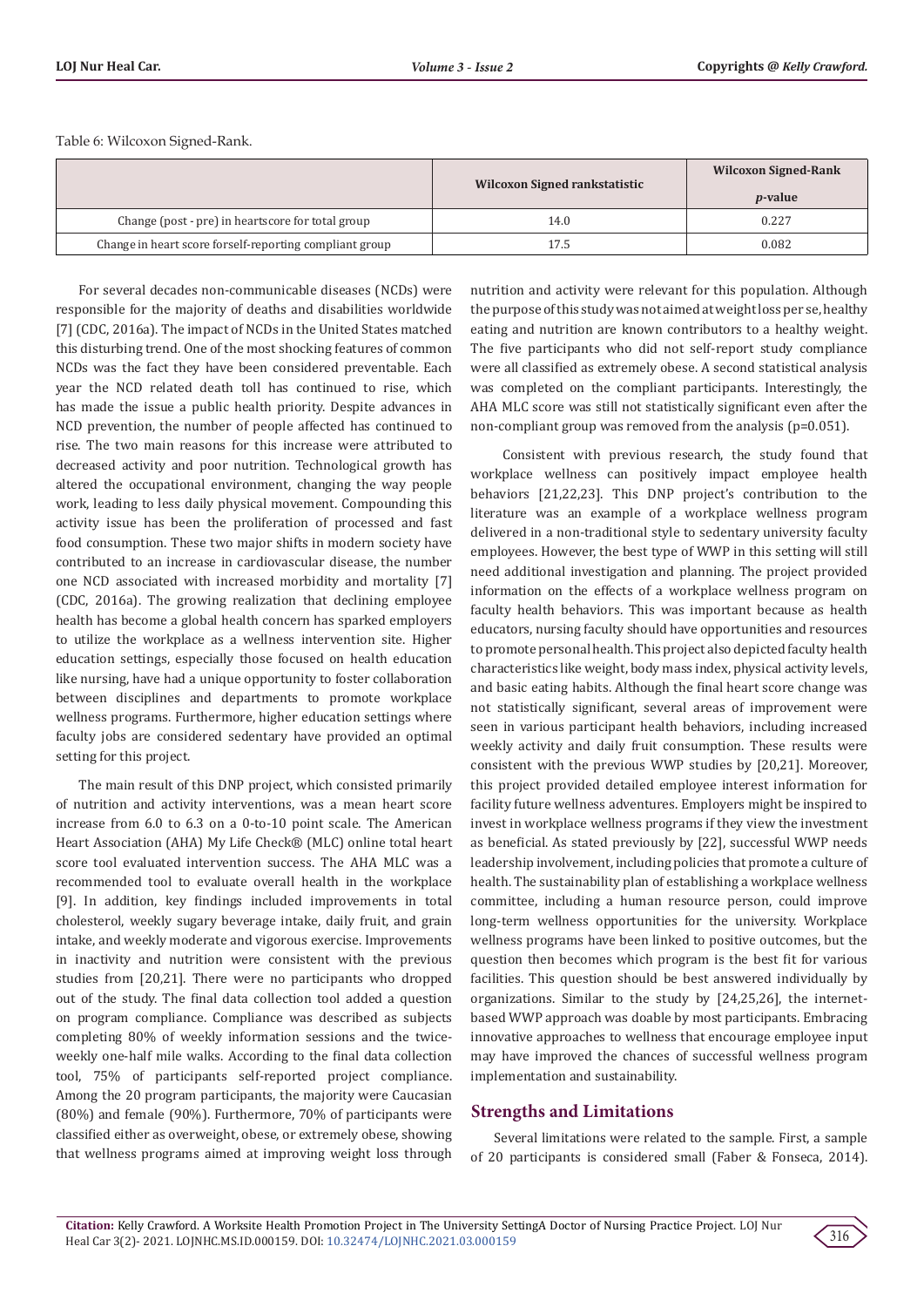Table 6: Wilcoxon Signed-Rank.

| | Wilcoxon Signed rankstatistic | Wilcoxon Signed-Rank *p*-value |
|---|---|---|
| Change (post - pre) in heartscore for total group | 14.0 | 0.227 |
| Change in heart score forself-reporting compliant group | 17.5 | 0.082 |

For several decades non-communicable diseases (NCDs) were responsible for the majority of deaths and disabilities worldwide [7] (CDC, 2016a). The impact of NCDs in the United States matched this disturbing trend. One of the most shocking features of common NCDs was the fact they have been considered preventable. Each year the NCD related death toll has continued to rise, which has made the issue a public health priority. Despite advances in NCD prevention, the number of people affected has continued to rise. The two main reasons for this increase were attributed to decreased activity and poor nutrition. Technological growth has altered the occupational environment, changing the way people work, leading to less daily physical movement. Compounding this activity issue has been the proliferation of processed and fast food consumption. These two major shifts in modern society have contributed to an increase in cardiovascular disease, the number one NCD associated with increased morbidity and mortality [7] (CDC, 2016a). The growing realization that declining employee health has become a global health concern has sparked employers to utilize the workplace as a wellness intervention site. Higher education settings, especially those focused on health education like nursing, have had a unique opportunity to foster collaboration between disciplines and departments to promote workplace wellness programs. Furthermore, higher education settings where faculty jobs are considered sedentary have provided an optimal setting for this project.

The main result of this DNP project, which consisted primarily of nutrition and activity interventions, was a mean heart score increase from 6.0 to 6.3 on a 0-to-10 point scale. The American Heart Association (AHA) My Life Check® (MLC) online total heart score tool evaluated intervention success. The AHA MLC was a recommended tool to evaluate overall health in the workplace [9]. In addition, key findings included improvements in total cholesterol, weekly sugary beverage intake, daily fruit, and grain intake, and weekly moderate and vigorous exercise. Improvements in inactivity and nutrition were consistent with the previous studies from [20,21]. There were no participants who dropped out of the study. The final data collection tool added a question on program compliance. Compliance was described as subjects completing 80% of weekly information sessions and the twice-weekly one-half mile walks. According to the final data collection tool, 75% of participants self-reported project compliance. Among the 20 program participants, the majority were Caucasian (80%) and female (90%). Furthermore, 70% of participants were classified either as overweight, obese, or extremely obese, showing that wellness programs aimed at improving weight loss through nutrition and activity were relevant for this population. Although the purpose of this study was not aimed at weight loss per se, healthy eating and nutrition are known contributors to a healthy weight. The five participants who did not self-report study compliance were all classified as extremely obese. A second statistical analysis was completed on the compliant participants. Interestingly, the AHA MLC score was still not statistically significant even after the non-compliant group was removed from the analysis (p=0.051).

Consistent with previous research, the study found that workplace wellness can positively impact employee health behaviors [21,22,23]. This DNP project's contribution to the literature was an example of a workplace wellness program delivered in a non-traditional style to sedentary university faculty employees. However, the best type of WWP in this setting will still need additional investigation and planning. The project provided information on the effects of a workplace wellness program on faculty health behaviors. This was important because as health educators, nursing faculty should have opportunities and resources to promote personal health. This project also depicted faculty health characteristics like weight, body mass index, physical activity levels, and basic eating habits. Although the final heart score change was not statistically significant, several areas of improvement were seen in various participant health behaviors, including increased weekly activity and daily fruit consumption. These results were consistent with the previous WWP studies by [20,21]. Moreover, this project provided detailed employee interest information for facility future wellness adventures. Employers might be inspired to invest in workplace wellness programs if they view the investment as beneficial. As stated previously by [22], successful WWP needs leadership involvement, including policies that promote a culture of health. The sustainability plan of establishing a workplace wellness committee, including a human resource person, could improve long-term wellness opportunities for the university. Workplace wellness programs have been linked to positive outcomes, but the question then becomes which program is the best fit for various facilities. This question should be best answered individually by organizations. Similar to the study by [24,25,26], the internet-based WWP approach was doable by most participants. Embracing innovative approaches to wellness that encourage employee input may have improved the chances of successful wellness program implementation and sustainability.

## Strengths and Limitations

Several limitations were related to the sample. First, a sample of 20 participants is considered small (Faber & Fonseca, 2014).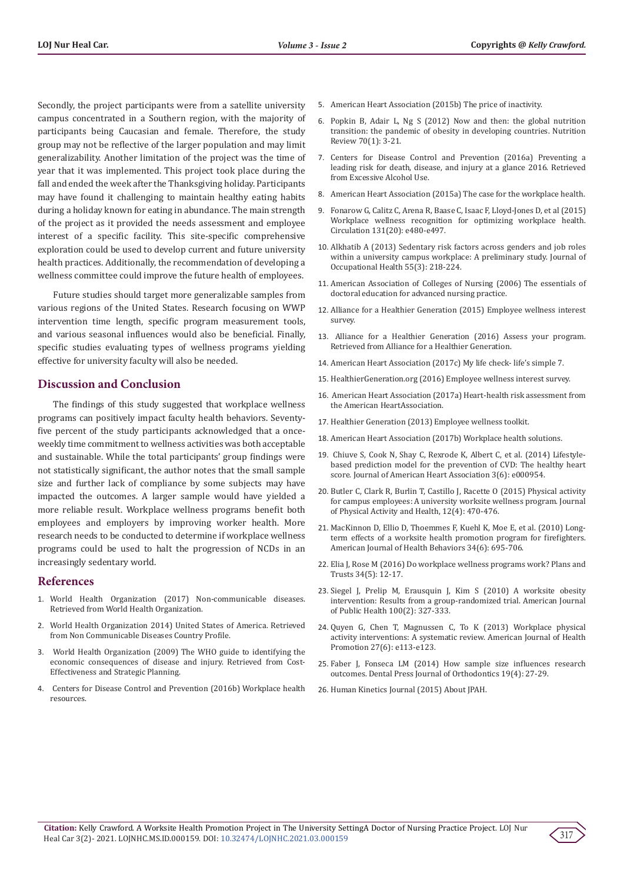Secondly, the project participants were from a satellite university campus concentrated in a Southern region, with the majority of participants being Caucasian and female. Therefore, the study group may not be reflective of the larger population and may limit generalizability. Another limitation of the project was the time of year that it was implemented. This project took place during the fall and ended the week after the Thanksgiving holiday. Participants may have found it challenging to maintain healthy eating habits during a holiday known for eating in abundance. The main strength of the project as it provided the needs assessment and employee interest of a specific facility. This site-specific comprehensive exploration could be used to develop current and future university health practices. Additionally, the recommendation of developing a wellness committee could improve the future health of employees.

Future studies should target more generalizable samples from various regions of the United States. Research focusing on WWP intervention time length, specific program measurement tools, and various seasonal influences would also be beneficial. Finally, specific studies evaluating types of wellness programs yielding effective for university faculty will also be needed.

## Discussion and Conclusion

The findings of this study suggested that workplace wellness programs can positively impact faculty health behaviors. Seventy-five percent of the study participants acknowledged that a once-weekly time commitment to wellness activities was both acceptable and sustainable. While the total participants' group findings were not statistically significant, the author notes that the small sample size and further lack of compliance by some subjects may have impacted the outcomes. A larger sample would have yielded a more reliable result. Workplace wellness programs benefit both employees and employers by improving worker health. More research needs to be conducted to determine if workplace wellness programs could be used to halt the progression of NCDs in an increasingly sedentary world.

## References

1. World Health Organization (2017) Non-communicable diseases. Retrieved from World Health Organization.
2. World Health Organization 2014) United States of America. Retrieved from Non Communicable Diseases Country Profile.
3. World Health Organization (2009) The WHO guide to identifying the economic consequences of disease and injury. Retrieved from Cost-Effectiveness and Strategic Planning.
4. Centers for Disease Control and Prevention (2016b) Workplace health resources.
5. American Heart Association (2015b) The price of inactivity.
6. Popkin B, Adair L, Ng S (2012) Now and then: the global nutrition transition: the pandemic of obesity in developing countries. Nutrition Review 70(1): 3-21.
7. Centers for Disease Control and Prevention (2016a) Preventing a leading risk for death, disease, and injury at a glance 2016. Retrieved from Excessive Alcohol Use.
8. American Heart Association (2015a) The case for the workplace health.
9. Fonarow G, Calitz C, Arena R, Baase C, Isaac F, Lloyd-Jones D, et al (2015) Workplace wellness recognition for optimizing workplace health. Circulation 131(20): e480-e497.
10. Alkhatib A (2013) Sedentary risk factors across genders and job roles within a university campus workplace: A preliminary study. Journal of Occupational Health 55(3): 218-224.
11. American Association of Colleges of Nursing (2006) The essentials of doctoral education for advanced nursing practice.
12. Alliance for a Healthier Generation (2015) Employee wellness interest survey.
13. Alliance for a Healthier Generation (2016) Assess your program. Retrieved from Alliance for a Healthier Generation.
14. American Heart Association (2017c) My life check- life's simple 7.
15. HealthierGeneration.org (2016) Employee wellness interest survey.
16. American Heart Association (2017a) Heart-health risk assessment from the American HeartAssociation.
17. Healthier Generation (2013) Employee wellness toolkit.
18. American Heart Association (2017b) Workplace health solutions.
19. Chiuve S, Cook N, Shay C, Rexrode K, Albert C, et al. (2014) Lifestyle-based prediction model for the prevention of CVD: The healthy heart score. Journal of American Heart Association 3(6): e000954.
20. Butler C, Clark R, Burlin T, Castillo J, Racette O (2015) Physical activity for campus employees: A university worksite wellness program. Journal of Physical Activity and Health, 12(4): 470-476.
21. MacKinnon D, Ellio D, Thoemmes F, Kuehl K, Moe E, et al. (2010) Long-term effects of a worksite health promotion program for firefighters. American Journal of Health Behaviors 34(6): 695-706.
22. Elia J, Rose M (2016) Do workplace wellness programs work? Plans and Trusts 34(5): 12-17.
23. Siegel J, Prelip M, Erausquin J, Kim S (2010) A worksite obesity intervention: Results from a group-randomized trial. American Journal of Public Health 100(2): 327-333.
24. Quyen G, Chen T, Magnussen C, To K (2013) Workplace physical activity interventions: A systematic review. American Journal of Health Promotion 27(6): e113-e123.
25. Faber J, Fonseca LM (2014) How sample size influences research outcomes. Dental Press Journal of Orthodontics 19(4): 27-29.
26. Human Kinetics Journal (2015) About JPAH.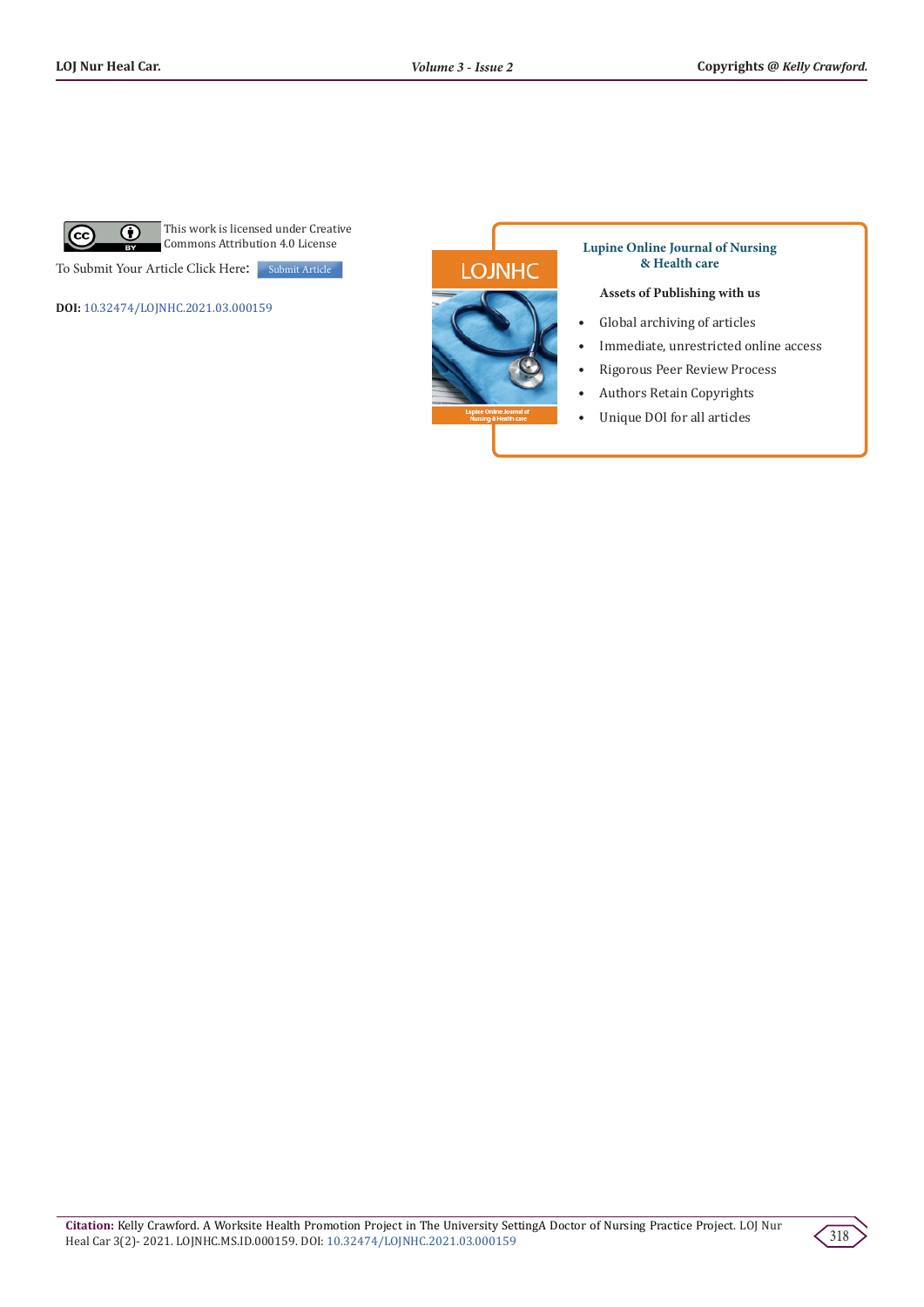This work is licensed under Creative Commons Attribution 4.0 License

To Submit Your Article Click Here: Submit Article

**DOI:** 10.32474/LOJNHC.2021.03.000159

**Lupine Online Journal of Nursing & Health care**

**Assets of Publishing with us**

- Global archiving of articles
- Immediate, unrestricted online access
- Rigorous Peer Review Process
- Authors Retain Copyrights
- Unique DOI for all articles

**Citation:** Kelly Crawford. A Worksite Health Promotion Project in The University SettingA Doctor of Nursing Practice Project. LOJ Nur Heal Car 3(2)- 2021. LOJNHC.MS.ID.000159. DOI: 10.32474/LOJNHC.2021.03.000159